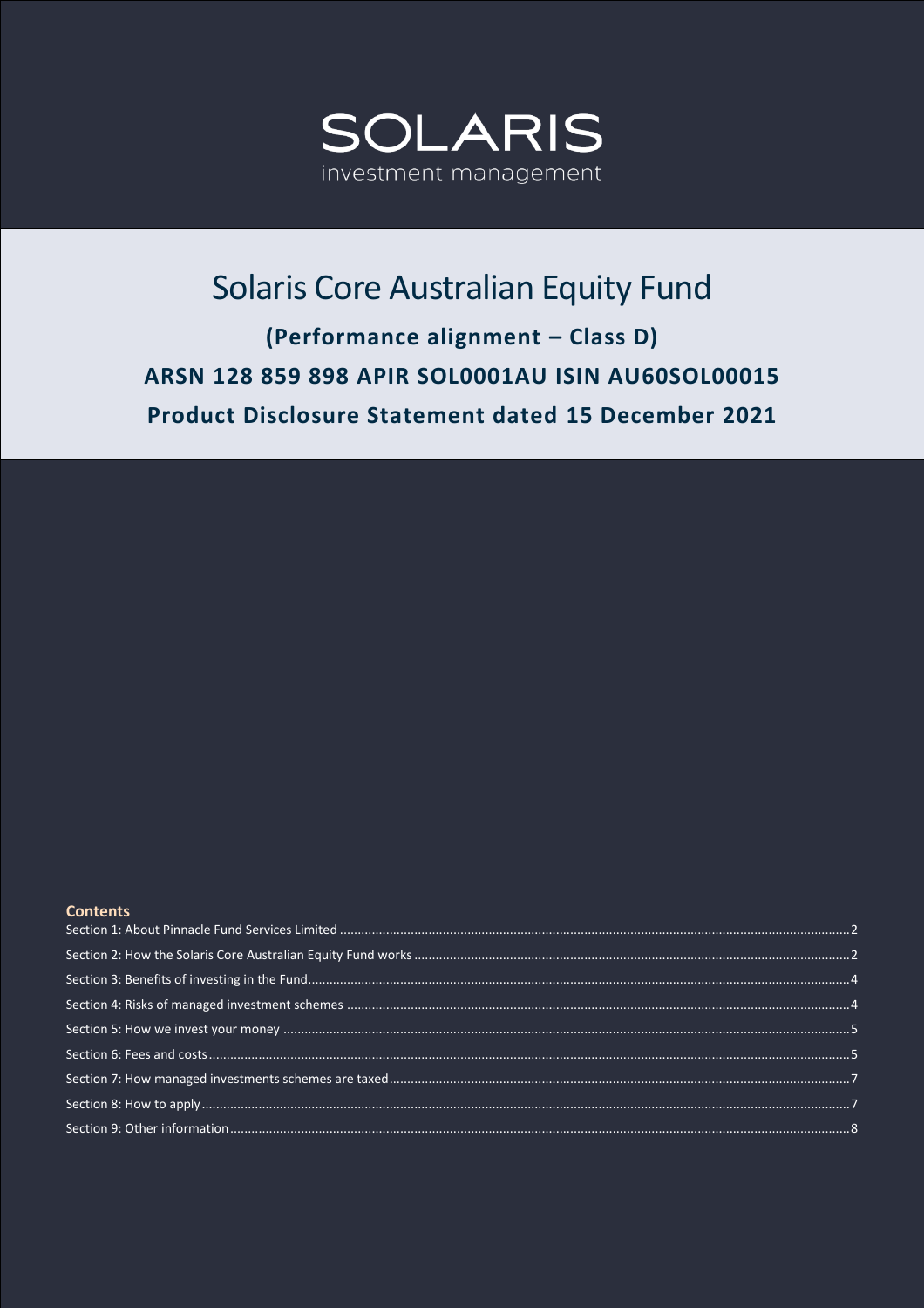# SOLARIS

investment management

# Solaris Core Australian Equity Fund

**(Performance alignment – Class D)**

**ARSN 128 859 898 APIR SOL0001AU ISIN AU60SOL00015**

**Product Disclosure Statement dated 15 December 2021**

## Contents

Section 1: About Pinnacle Fund Services Limited ........ 2
Section 2: How the Solaris Core Australian Equity Fund works ........ 2
Section 3: Benefits of investing in the Fund ........ 4
Section 4: Risks of managed investment schemes ........ 4
Section 5: How we invest your money ........ 5
Section 6: Fees and costs ........ 5
Section 7: How managed investments schemes are taxed ........ 7
Section 8: How to apply ........ 7
Section 9: Other information ........ 8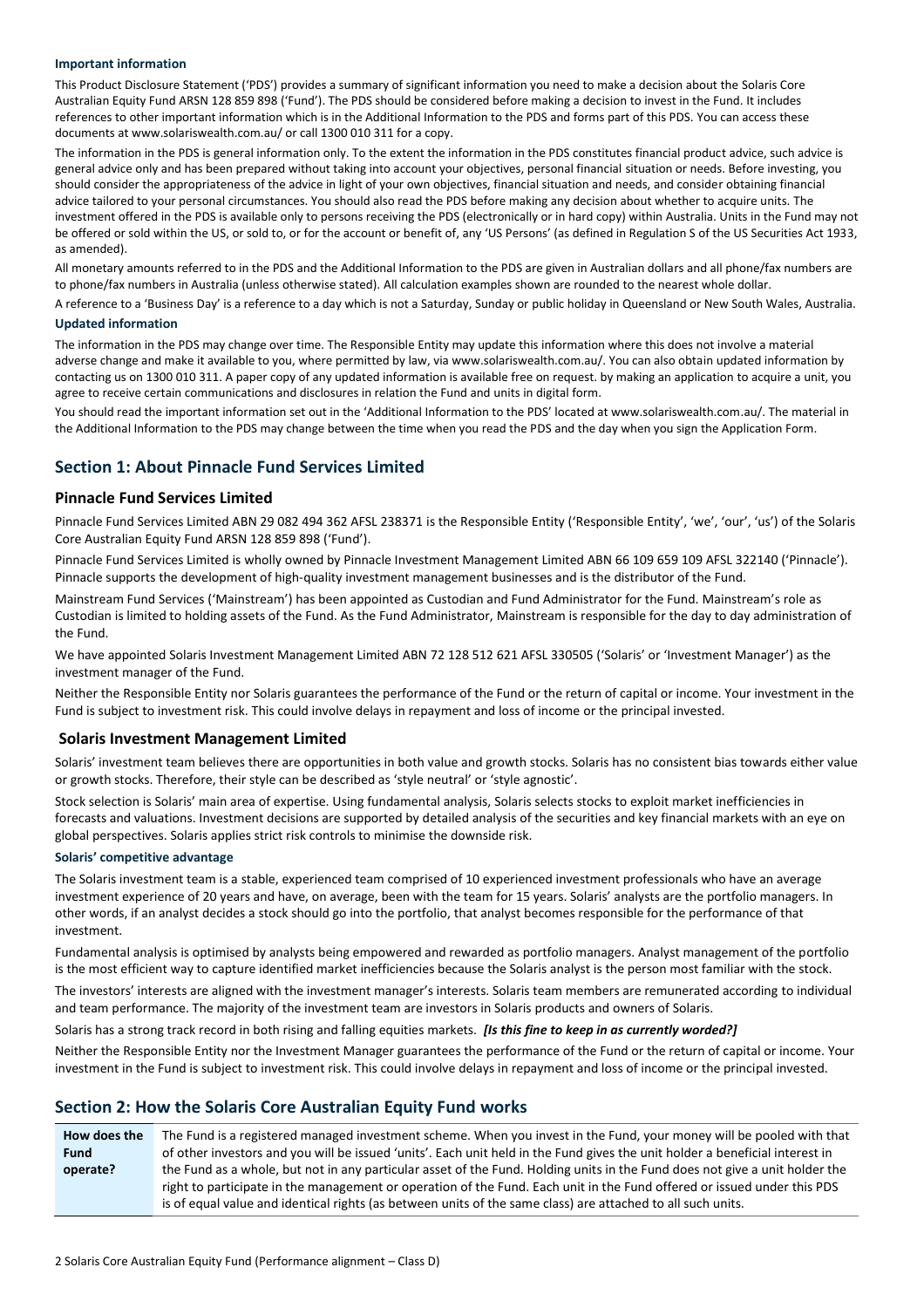#### Important information

This Product Disclosure Statement ('PDS') provides a summary of significant information you need to make a decision about the Solaris Core Australian Equity Fund ARSN 128 859 898 ('Fund'). The PDS should be considered before making a decision to invest in the Fund. It includes references to other important information which is in the Additional Information to the PDS and forms part of this PDS. You can access these documents at www.solariswealth.com.au/ or call 1300 010 311 for a copy.

The information in the PDS is general information only. To the extent the information in the PDS constitutes financial product advice, such advice is general advice only and has been prepared without taking into account your objectives, personal financial situation or needs. Before investing, you should consider the appropriateness of the advice in light of your own objectives, financial situation and needs, and consider obtaining financial advice tailored to your personal circumstances. You should also read the PDS before making any decision about whether to acquire units. The investment offered in the PDS is available only to persons receiving the PDS (electronically or in hard copy) within Australia. Units in the Fund may not be offered or sold within the US, or sold to, or for the account or benefit of, any 'US Persons' (as defined in Regulation S of the US Securities Act 1933, as amended).

All monetary amounts referred to in the PDS and the Additional Information to the PDS are given in Australian dollars and all phone/fax numbers are to phone/fax numbers in Australia (unless otherwise stated). All calculation examples shown are rounded to the nearest whole dollar.

A reference to a 'Business Day' is a reference to a day which is not a Saturday, Sunday or public holiday in Queensland or New South Wales, Australia.

#### Updated information

The information in the PDS may change over time. The Responsible Entity may update this information where this does not involve a material adverse change and make it available to you, where permitted by law, via www.solariswealth.com.au/. You can also obtain updated information by contacting us on 1300 010 311. A paper copy of any updated information is available free on request. by making an application to acquire a unit, you agree to receive certain communications and disclosures in relation the Fund and units in digital form.

You should read the important information set out in the 'Additional Information to the PDS' located at www.solariswealth.com.au/. The material in the Additional Information to the PDS may change between the time when you read the PDS and the day when you sign the Application Form.

## Section 1: About Pinnacle Fund Services Limited

### Pinnacle Fund Services Limited

Pinnacle Fund Services Limited ABN 29 082 494 362 AFSL 238371 is the Responsible Entity ('Responsible Entity', 'we', 'our', 'us') of the Solaris Core Australian Equity Fund ARSN 128 859 898 ('Fund').

Pinnacle Fund Services Limited is wholly owned by Pinnacle Investment Management Limited ABN 66 109 659 109 AFSL 322140 ('Pinnacle'). Pinnacle supports the development of high-quality investment management businesses and is the distributor of the Fund.

Mainstream Fund Services ('Mainstream') has been appointed as Custodian and Fund Administrator for the Fund. Mainstream's role as Custodian is limited to holding assets of the Fund. As the Fund Administrator, Mainstream is responsible for the day to day administration of the Fund.

We have appointed Solaris Investment Management Limited ABN 72 128 512 621 AFSL 330505 ('Solaris' or 'Investment Manager') as the investment manager of the Fund.

Neither the Responsible Entity nor Solaris guarantees the performance of the Fund or the return of capital or income. Your investment in the Fund is subject to investment risk. This could involve delays in repayment and loss of income or the principal invested.

### Solaris Investment Management Limited

Solaris' investment team believes there are opportunities in both value and growth stocks. Solaris has no consistent bias towards either value or growth stocks. Therefore, their style can be described as 'style neutral' or 'style agnostic'.

Stock selection is Solaris' main area of expertise. Using fundamental analysis, Solaris selects stocks to exploit market inefficiencies in forecasts and valuations. Investment decisions are supported by detailed analysis of the securities and key financial markets with an eye on global perspectives. Solaris applies strict risk controls to minimise the downside risk.

#### Solaris' competitive advantage

The Solaris investment team is a stable, experienced team comprised of 10 experienced investment professionals who have an average investment experience of 20 years and have, on average, been with the team for 15 years. Solaris' analysts are the portfolio managers. In other words, if an analyst decides a stock should go into the portfolio, that analyst becomes responsible for the performance of that investment.

Fundamental analysis is optimised by analysts being empowered and rewarded as portfolio managers. Analyst management of the portfolio is the most efficient way to capture identified market inefficiencies because the Solaris analyst is the person most familiar with the stock.

The investors' interests are aligned with the investment manager's interests. Solaris team members are remunerated according to individual and team performance. The majority of the investment team are investors in Solaris products and owners of Solaris.

Solaris has a strong track record in both rising and falling equities markets. ***[Is this fine to keep in as currently worded?]***

Neither the Responsible Entity nor the Investment Manager guarantees the performance of the Fund or the return of capital or income. Your investment in the Fund is subject to investment risk. This could involve delays in repayment and loss of income or the principal invested.

## Section 2: How the Solaris Core Australian Equity Fund works

| | |
|---|---|
| **How does the Fund operate?** | The Fund is a registered managed investment scheme. When you invest in the Fund, your money will be pooled with that of other investors and you will be issued 'units'. Each unit held in the Fund gives the unit holder a beneficial interest in the Fund as a whole, but not in any particular asset of the Fund. Holding units in the Fund does not give a unit holder the right to participate in the management or operation of the Fund. Each unit in the Fund offered or issued under this PDS is of equal value and identical rights (as between units of the same class) are attached to all such units. |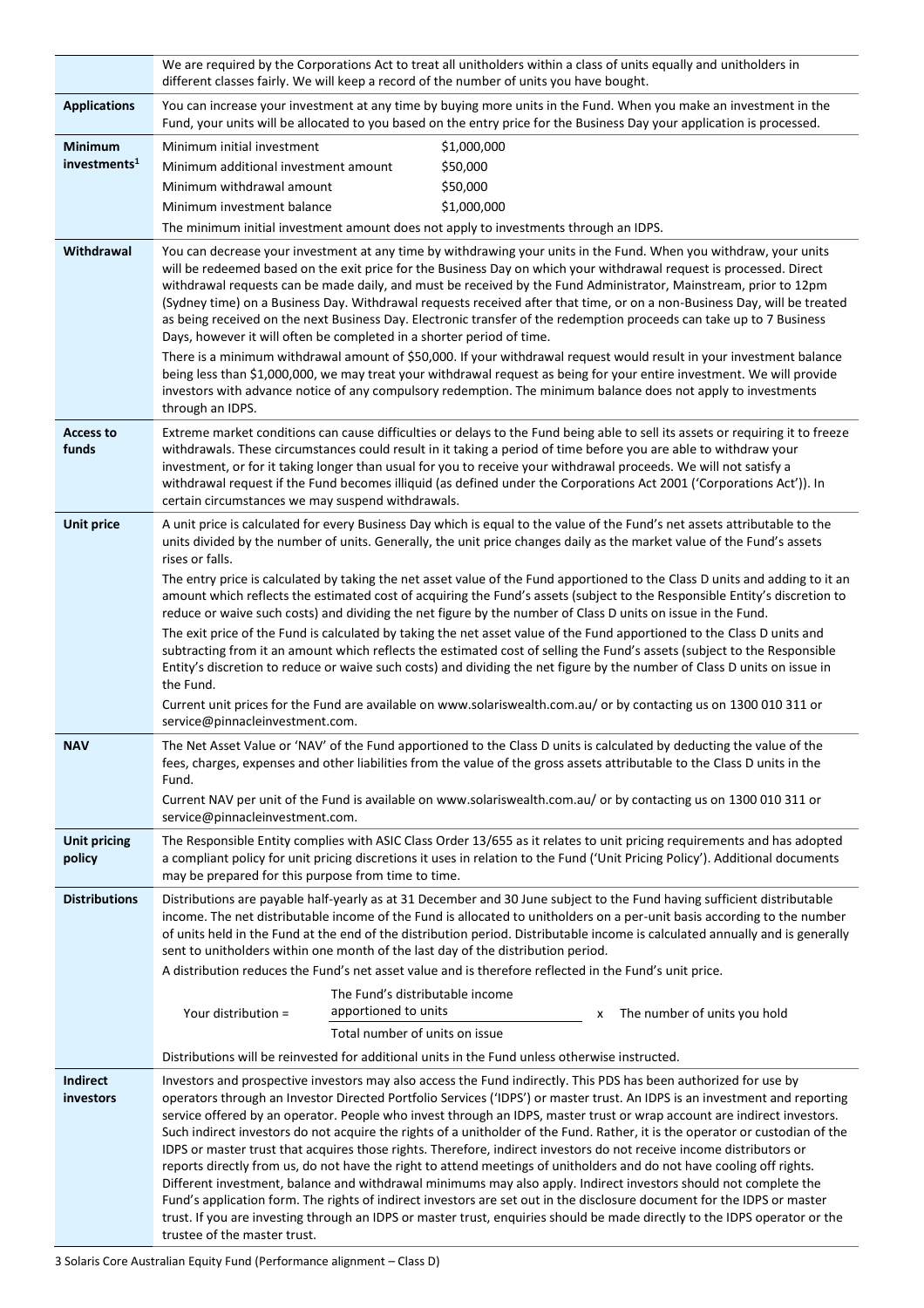| | |
|---|---|
| | We are required by the Corporations Act to treat all unitholders within a class of units equally and unitholders in different classes fairly. We will keep a record of the number of units you have bought. |
| **Applications** | You can increase your investment at any time by buying more units in the Fund. When you make an investment in the Fund, your units will be allocated to you based on the entry price for the Business Day your application is processed. |
| **Minimum investments[1]** | Minimum initial investment: \$1,000,000<br>Minimum additional investment amount: \$50,000<br>Minimum withdrawal amount: \$50,000<br>Minimum investment balance: \$1,000,000<br>The minimum initial investment amount does not apply to investments through an IDPS. |
| **Withdrawal** | You can decrease your investment at any time by withdrawing your units in the Fund. When you withdraw, your units will be redeemed based on the exit price for the Business Day on which your withdrawal request is processed. Direct withdrawal requests can be made daily, and must be received by the Fund Administrator, Mainstream, prior to 12pm (Sydney time) on a Business Day. Withdrawal requests received after that time, or on a non-Business Day, will be treated as being received on the next Business Day. Electronic transfer of the redemption proceeds can take up to 7 Business Days, however it will often be completed in a shorter period of time.<br>There is a minimum withdrawal amount of \$50,000. If your withdrawal request would result in your investment balance being less than \$1,000,000, we may treat your withdrawal request as being for your entire investment. We will provide investors with advance notice of any compulsory redemption. The minimum balance does not apply to investments through an IDPS. |
| **Access to funds** | Extreme market conditions can cause difficulties or delays to the Fund being able to sell its assets or requiring it to freeze withdrawals. These circumstances could result in it taking a period of time before you are able to withdraw your investment, or for it taking longer than usual for you to receive your withdrawal proceeds. We will not satisfy a withdrawal request if the Fund becomes illiquid (as defined under the Corporations Act 2001 ('Corporations Act')). In certain circumstances we may suspend withdrawals. |
| **Unit price** | A unit price is calculated for every Business Day which is equal to the value of the Fund's net assets attributable to the units divided by the number of units. Generally, the unit price changes daily as the market value of the Fund's assets rises or falls.<br>The entry price is calculated by taking the net asset value of the Fund apportioned to the Class D units and adding to it an amount which reflects the estimated cost of acquiring the Fund's assets (subject to the Responsible Entity's discretion to reduce or waive such costs) and dividing the net figure by the number of Class D units on issue in the Fund.<br>The exit price of the Fund is calculated by taking the net asset value of the Fund apportioned to the Class D units and subtracting from it an amount which reflects the estimated cost of selling the Fund's assets (subject to the Responsible Entity's discretion to reduce or waive such costs) and dividing the net figure by the number of Class D units on issue in the Fund.<br>Current unit prices for the Fund are available on www.solariswealth.com.au/ or by contacting us on 1300 010 311 or service@pinnacleinvestment.com. |
| **NAV** | The Net Asset Value or 'NAV' of the Fund apportioned to the Class D units is calculated by deducting the value of the fees, charges, expenses and other liabilities from the value of the gross assets attributable to the Class D units in the Fund.<br>Current NAV per unit of the Fund is available on www.solariswealth.com.au/ or by contacting us on 1300 010 311 or service@pinnacleinvestment.com. |
| **Unit pricing policy** | The Responsible Entity complies with ASIC Class Order 13/655 as it relates to unit pricing requirements and has adopted a compliant policy for unit pricing discretions it uses in relation to the Fund ('Unit Pricing Policy'). Additional documents may be prepared for this purpose from time to time. |
| **Distributions** | Distributions are payable half-yearly as at 31 December and 30 June subject to the Fund having sufficient distributable income. The net distributable income of the Fund is allocated to unitholders on a per-unit basis according to the number of units held in the Fund at the end of the distribution period. Distributable income is calculated annually and is generally sent to unitholders within one month of the last day of the distribution period.<br>A distribution reduces the Fund's net asset value and is therefore reflected in the Fund's unit price.<br>Your distribution = (The Fund's distributable income apportioned to units ÷ Total number of units on issue) x The number of units you hold<br>Distributions will be reinvested for additional units in the Fund unless otherwise instructed. |
| **Indirect investors** | Investors and prospective investors may also access the Fund indirectly. This PDS has been authorized for use by operators through an Investor Directed Portfolio Services ('IDPS') or master trust. An IDPS is an investment and reporting service offered by an operator. People who invest through an IDPS, master trust or wrap account are indirect investors. Such indirect investors do not acquire the rights of a unitholder of the Fund. Rather, it is the operator or custodian of the IDPS or master trust that acquires those rights. Therefore, indirect investors do not receive income distributors or reports directly from us, do not have the right to attend meetings of unitholders and do not have cooling off rights. Different investment, balance and withdrawal minimums may also apply. Indirect investors should not complete the Fund's application form. The rights of indirect investors are set out in the disclosure document for the IDPS or master trust. If you are investing through an IDPS or master trust, enquiries should be made directly to the IDPS operator or the trustee of the master trust. |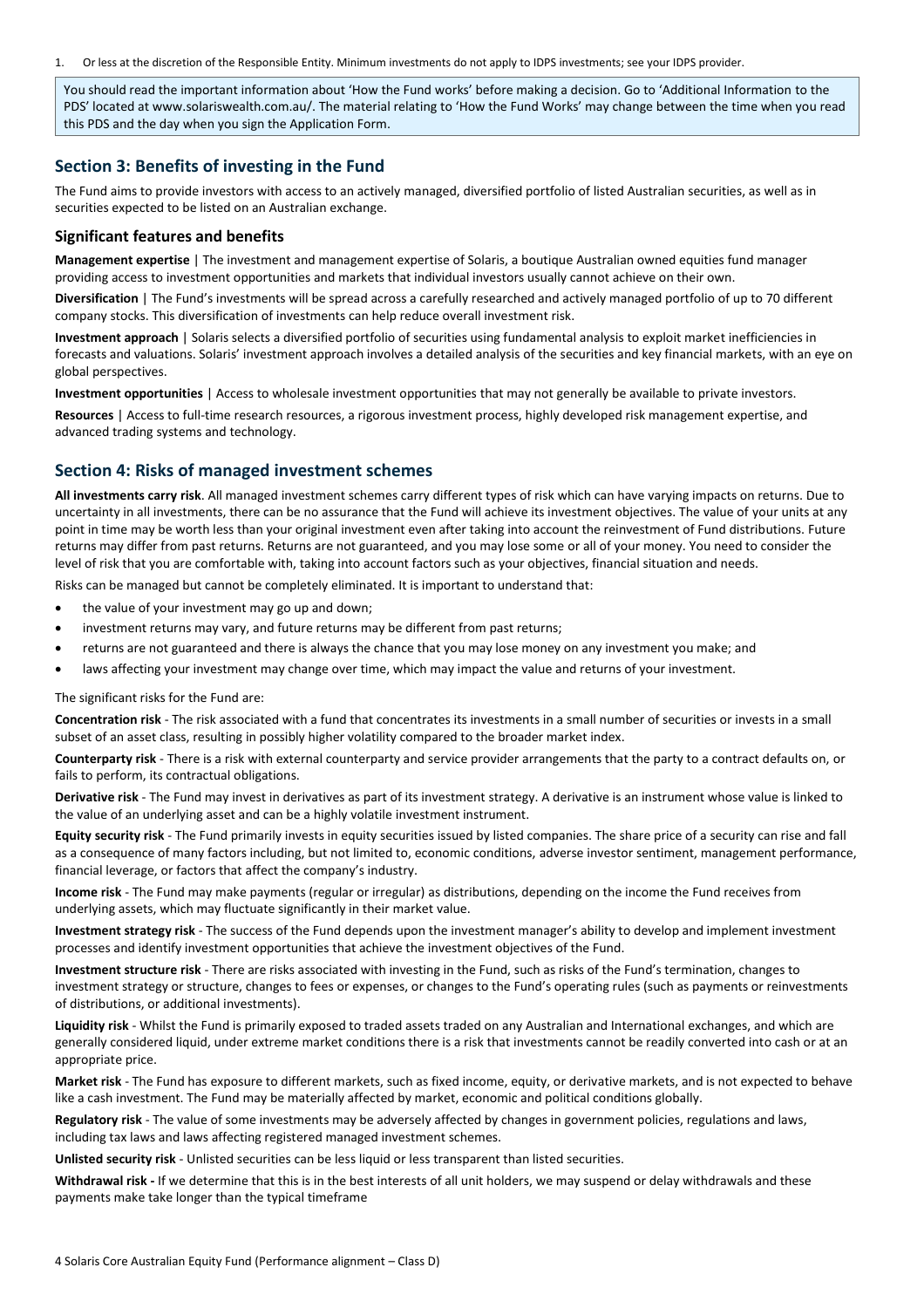1. Or less at the discretion of the Responsible Entity. Minimum investments do not apply to IDPS investments; see your IDPS provider.

> You should read the important information about 'How the Fund works' before making a decision. Go to 'Additional Information to the PDS' located at www.solariswealth.com.au/. The material relating to 'How the Fund Works' may change between the time when you read this PDS and the day when you sign the Application Form.

## Section 3: Benefits of investing in the Fund

The Fund aims to provide investors with access to an actively managed, diversified portfolio of listed Australian securities, as well as in securities expected to be listed on an Australian exchange.

### Significant features and benefits

**Management expertise** | The investment and management expertise of Solaris, a boutique Australian owned equities fund manager providing access to investment opportunities and markets that individual investors usually cannot achieve on their own.

**Diversification** | The Fund's investments will be spread across a carefully researched and actively managed portfolio of up to 70 different company stocks. This diversification of investments can help reduce overall investment risk.

**Investment approach** | Solaris selects a diversified portfolio of securities using fundamental analysis to exploit market inefficiencies in forecasts and valuations. Solaris' investment approach involves a detailed analysis of the securities and key financial markets, with an eye on global perspectives.

**Investment opportunities** | Access to wholesale investment opportunities that may not generally be available to private investors.

**Resources** | Access to full-time research resources, a rigorous investment process, highly developed risk management expertise, and advanced trading systems and technology.

## Section 4: Risks of managed investment schemes

**All investments carry risk**. All managed investment schemes carry different types of risk which can have varying impacts on returns. Due to uncertainty in all investments, there can be no assurance that the Fund will achieve its investment objectives. The value of your units at any point in time may be worth less than your original investment even after taking into account the reinvestment of Fund distributions. Future returns may differ from past returns. Returns are not guaranteed, and you may lose some or all of your money. You need to consider the level of risk that you are comfortable with, taking into account factors such as your objectives, financial situation and needs.

Risks can be managed but cannot be completely eliminated. It is important to understand that:

- the value of your investment may go up and down;
- investment returns may vary, and future returns may be different from past returns;
- returns are not guaranteed and there is always the chance that you may lose money on any investment you make; and
- laws affecting your investment may change over time, which may impact the value and returns of your investment.

The significant risks for the Fund are:

**Concentration risk** - The risk associated with a fund that concentrates its investments in a small number of securities or invests in a small subset of an asset class, resulting in possibly higher volatility compared to the broader market index.

**Counterparty risk** - There is a risk with external counterparty and service provider arrangements that the party to a contract defaults on, or fails to perform, its contractual obligations.

**Derivative risk** - The Fund may invest in derivatives as part of its investment strategy. A derivative is an instrument whose value is linked to the value of an underlying asset and can be a highly volatile investment instrument.

**Equity security risk** - The Fund primarily invests in equity securities issued by listed companies. The share price of a security can rise and fall as a consequence of many factors including, but not limited to, economic conditions, adverse investor sentiment, management performance, financial leverage, or factors that affect the company's industry.

**Income risk** - The Fund may make payments (regular or irregular) as distributions, depending on the income the Fund receives from underlying assets, which may fluctuate significantly in their market value.

**Investment strategy risk** - The success of the Fund depends upon the investment manager's ability to develop and implement investment processes and identify investment opportunities that achieve the investment objectives of the Fund.

**Investment structure risk** - There are risks associated with investing in the Fund, such as risks of the Fund's termination, changes to investment strategy or structure, changes to fees or expenses, or changes to the Fund's operating rules (such as payments or reinvestments of distributions, or additional investments).

**Liquidity risk** - Whilst the Fund is primarily exposed to traded assets traded on any Australian and International exchanges, and which are generally considered liquid, under extreme market conditions there is a risk that investments cannot be readily converted into cash or at an appropriate price.

**Market risk** - The Fund has exposure to different markets, such as fixed income, equity, or derivative markets, and is not expected to behave like a cash investment. The Fund may be materially affected by market, economic and political conditions globally.

**Regulatory risk** - The value of some investments may be adversely affected by changes in government policies, regulations and laws, including tax laws and laws affecting registered managed investment schemes.

**Unlisted security risk** - Unlisted securities can be less liquid or less transparent than listed securities.

**Withdrawal risk -** If we determine that this is in the best interests of all unit holders, we may suspend or delay withdrawals and these payments make take longer than the typical timeframe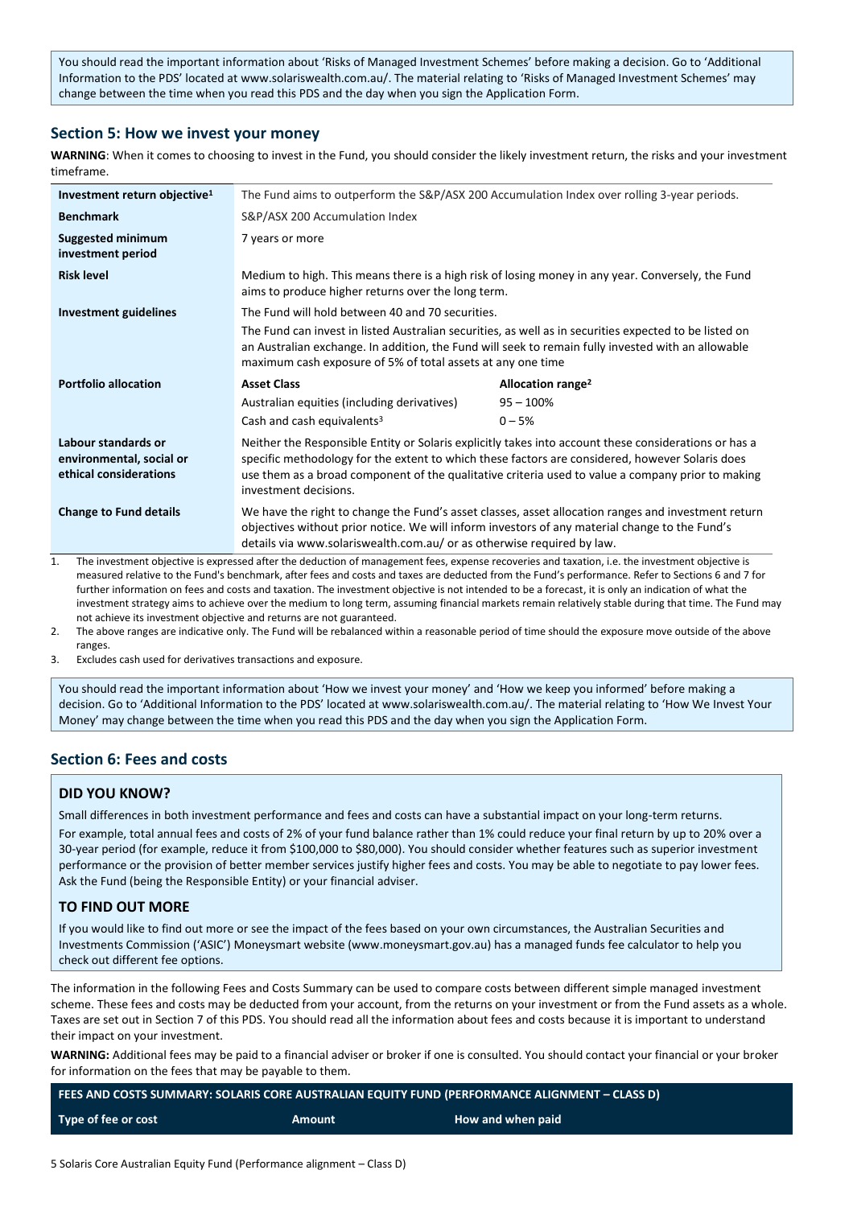You should read the important information about 'Risks of Managed Investment Schemes' before making a decision. Go to 'Additional Information to the PDS' located at www.solariswealth.com.au/. The material relating to 'Risks of Managed Investment Schemes' may change between the time when you read this PDS and the day when you sign the Application Form.

## Section 5: How we invest your money

**WARNING**: When it comes to choosing to invest in the Fund, you should consider the likely investment return, the risks and your investment timeframe.

| | | |
|---|---|---|
| **Investment return objective**[1] | The Fund aims to outperform the S&P/ASX 200 Accumulation Index over rolling 3-year periods. | |
| **Benchmark** | S&P/ASX 200 Accumulation Index | |
| **Suggested minimum investment period** | 7 years or more | |
| **Risk level** | Medium to high. This means there is a high risk of losing money in any year. Conversely, the Fund aims to produce higher returns over the long term. | |
| **Investment guidelines** | The Fund will hold between 40 and 70 securities.<br>The Fund can invest in listed Australian securities, as well as in securities expected to be listed on an Australian exchange. In addition, the Fund will seek to remain fully invested with an allowable maximum cash exposure of 5% of total assets at any one time | |
| **Portfolio allocation** | **Asset Class** | **Allocation range**[2] |
| | Australian equities (including derivatives) | 95 – 100% |
| | Cash and cash equivalents[3] | 0 – 5% |
| **Labour standards or environmental, social or ethical considerations** | Neither the Responsible Entity or Solaris explicitly takes into account these considerations or has a specific methodology for the extent to which these factors are considered, however Solaris does use them as a broad component of the qualitative criteria used to value a company prior to making investment decisions. | |
| **Change to Fund details** | We have the right to change the Fund's asset classes, asset allocation ranges and investment return objectives without prior notice. We will inform investors of any material change to the Fund's details via www.solariswealth.com.au/ or as otherwise required by law. | |

1. The investment objective is expressed after the deduction of management fees, expense recoveries and taxation, i.e. the investment objective is measured relative to the Fund's benchmark, after fees and costs and taxes are deducted from the Fund's performance. Refer to Sections 6 and 7 for further information on fees and costs and taxation. The investment objective is not intended to be a forecast, it is only an indication of what the investment strategy aims to achieve over the medium to long term, assuming financial markets remain relatively stable during that time. The Fund may not achieve its investment objective and returns are not guaranteed.
2. The above ranges are indicative only. The Fund will be rebalanced within a reasonable period of time should the exposure move outside of the above ranges.
3. Excludes cash used for derivatives transactions and exposure.

You should read the important information about 'How we invest your money' and 'How we keep you informed' before making a decision. Go to 'Additional Information to the PDS' located at www.solariswealth.com.au/. The material relating to 'How We Invest Your Money' may change between the time when you read this PDS and the day when you sign the Application Form.

## Section 6: Fees and costs

### DID YOU KNOW?

Small differences in both investment performance and fees and costs can have a substantial impact on your long-term returns.

For example, total annual fees and costs of 2% of your fund balance rather than 1% could reduce your final return by up to 20% over a 30-year period (for example, reduce it from $100,000 to $80,000). You should consider whether features such as superior investment performance or the provision of better member services justify higher fees and costs. You may be able to negotiate to pay lower fees. Ask the Fund (being the Responsible Entity) or your financial adviser.

### TO FIND OUT MORE

If you would like to find out more or see the impact of the fees based on your own circumstances, the Australian Securities and Investments Commission ('ASIC') Moneysmart website (www.moneysmart.gov.au) has a managed funds fee calculator to help you check out different fee options.

The information in the following Fees and Costs Summary can be used to compare costs between different simple managed investment scheme. These fees and costs may be deducted from your account, from the returns on your investment or from the Fund assets as a whole. Taxes are set out in Section 7 of this PDS. You should read all the information about fees and costs because it is important to understand their impact on your investment.

**WARNING:** Additional fees may be paid to a financial adviser or broker if one is consulted. You should contact your financial or your broker for information on the fees that may be payable to them.

| FEES AND COSTS SUMMARY: SOLARIS CORE AUSTRALIAN EQUITY FUND (PERFORMANCE ALIGNMENT – CLASS D) | | |
|---|---|---|
| **Type of fee or cost** | **Amount** | **How and when paid** |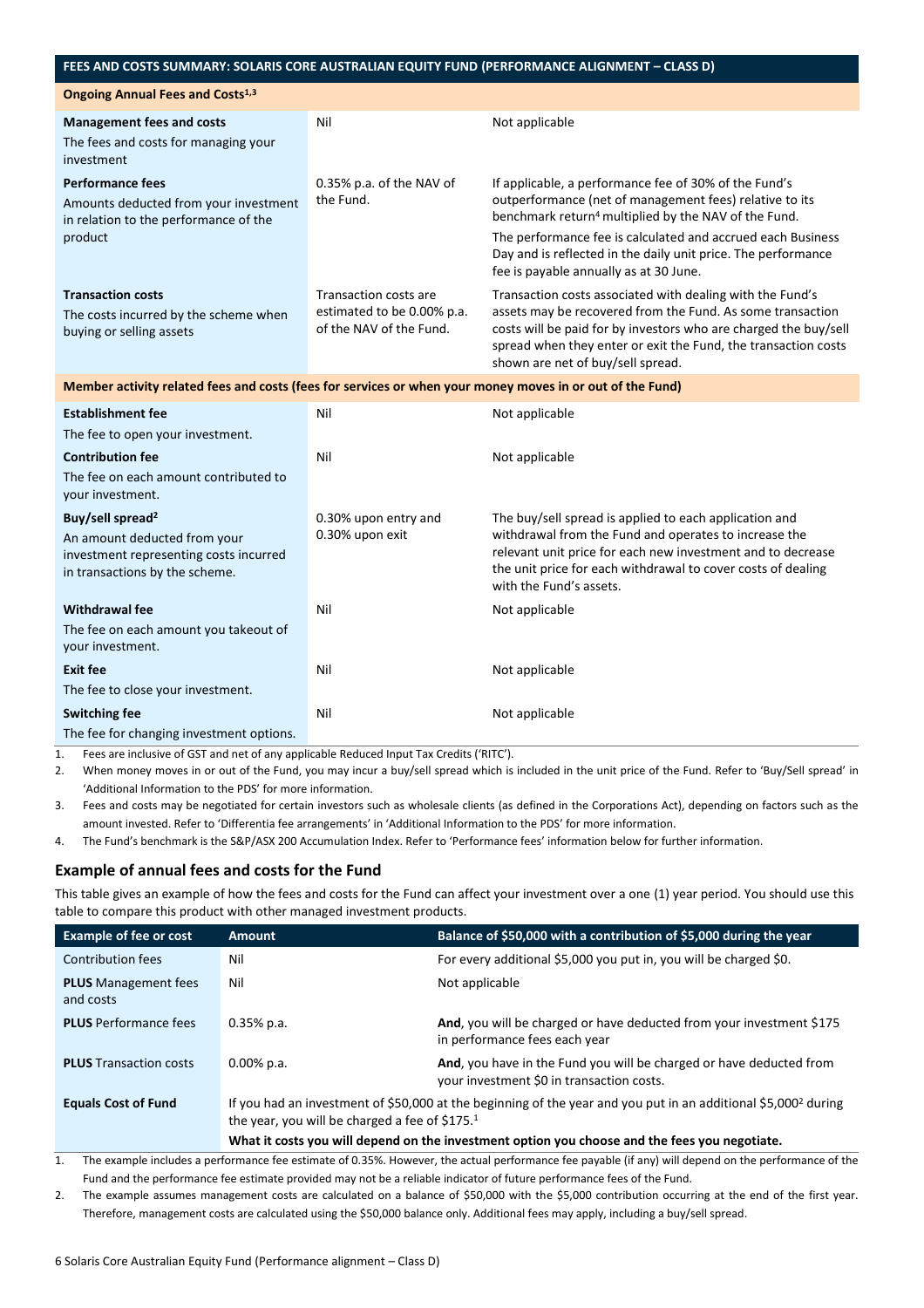| FEES AND COSTS SUMMARY: SOLARIS CORE AUSTRALIAN EQUITY FUND (PERFORMANCE ALIGNMENT – CLASS D) | | |
|---|---|---|
| **Ongoing Annual Fees and Costs[1,3]** | | |
| **Management fees and costs**<br>The fees and costs for managing your investment | Nil | Not applicable |
| **Performance fees**<br>Amounts deducted from your investment in relation to the performance of the product | 0.35% p.a. of the NAV of the Fund. | If applicable, a performance fee of 30% of the Fund's outperformance (net of management fees) relative to its benchmark return[4] multiplied by the NAV of the Fund.<br>The performance fee is calculated and accrued each Business Day and is reflected in the daily unit price. The performance fee is payable annually as at 30 June. |
| **Transaction costs**<br>The costs incurred by the scheme when buying or selling assets | Transaction costs are estimated to be 0.00% p.a. of the NAV of the Fund. | Transaction costs associated with dealing with the Fund's assets may be recovered from the Fund. As some transaction costs will be paid for by investors who are charged the buy/sell spread when they enter or exit the Fund, the transaction costs shown are net of buy/sell spread. |
| **Member activity related fees and costs (fees for services or when your money moves in or out of the Fund)** | | |
| **Establishment fee**<br>The fee to open your investment. | Nil | Not applicable |
| **Contribution fee**<br>The fee on each amount contributed to your investment. | Nil | Not applicable |
| **Buy/sell spread[2]**<br>An amount deducted from your investment representing costs incurred in transactions by the scheme. | 0.30% upon entry and 0.30% upon exit | The buy/sell spread is applied to each application and withdrawal from the Fund and operates to increase the relevant unit price for each new investment and to decrease the unit price for each withdrawal to cover costs of dealing with the Fund's assets. |
| **Withdrawal fee**<br>The fee on each amount you takeout of your investment. | Nil | Not applicable |
| **Exit fee**<br>The fee to close your investment. | Nil | Not applicable |
| **Switching fee**<br>The fee for changing investment options. | Nil | Not applicable |

1. Fees are inclusive of GST and net of any applicable Reduced Input Tax Credits ('RITC').
2. When money moves in or out of the Fund, you may incur a buy/sell spread which is included in the unit price of the Fund. Refer to 'Buy/Sell spread' in 'Additional Information to the PDS' for more information.
3. Fees and costs may be negotiated for certain investors such as wholesale clients (as defined in the Corporations Act), depending on factors such as the amount invested. Refer to 'Differentia fee arrangements' in 'Additional Information to the PDS' for more information.
4. The Fund's benchmark is the S&P/ASX 200 Accumulation Index. Refer to 'Performance fees' information below for further information.

## Example of annual fees and costs for the Fund

This table gives an example of how the fees and costs for the Fund can affect your investment over a one (1) year period. You should use this table to compare this product with other managed investment products.

| Example of fee or cost | Amount | Balance of $50,000 with a contribution of $5,000 during the year |
|---|---|---|
| Contribution fees | Nil | For every additional $5,000 you put in, you will be charged $0. |
| **PLUS** Management fees and costs | Nil | Not applicable |
| **PLUS** Performance fees | 0.35% p.a. | **And**, you will be charged or have deducted from your investment $175 in performance fees each year |
| **PLUS** Transaction costs | 0.00% p.a. | **And**, you have in the Fund you will be charged or have deducted from your investment $0 in transaction costs. |
| **Equals Cost of Fund** | If you had an investment of $50,000 at the beginning of the year and you put in an additional $5,000[2] during the year, you will be charged a fee of $175.[1]<br>**What it costs you will depend on the investment option you choose and the fees you negotiate.** | |

1. The example includes a performance fee estimate of 0.35%. However, the actual performance fee payable (if any) will depend on the performance of the Fund and the performance fee estimate provided may not be a reliable indicator of future performance fees of the Fund.
2. The example assumes management costs are calculated on a balance of $50,000 with the $5,000 contribution occurring at the end of the first year. Therefore, management costs are calculated using the $50,000 balance only. Additional fees may apply, including a buy/sell spread.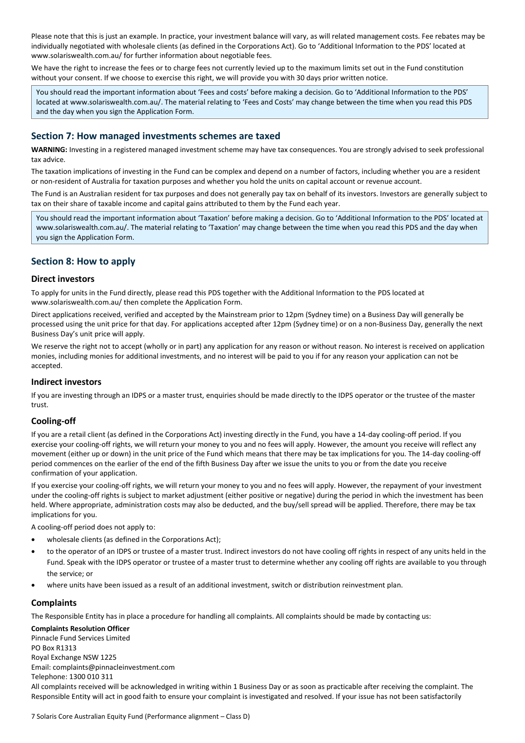Please note that this is just an example. In practice, your investment balance will vary, as will related management costs. Fee rebates may be individually negotiated with wholesale clients (as defined in the Corporations Act). Go to 'Additional Information to the PDS' located at www.solariswealth.com.au/ for further information about negotiable fees.

We have the right to increase the fees or to charge fees not currently levied up to the maximum limits set out in the Fund constitution without your consent. If we choose to exercise this right, we will provide you with 30 days prior written notice.

You should read the important information about 'Fees and costs' before making a decision. Go to 'Additional Information to the PDS' located at www.solariswealth.com.au/. The material relating to 'Fees and Costs' may change between the time when you read this PDS and the day when you sign the Application Form.

## Section 7: How managed investments schemes are taxed

**WARNING:** Investing in a registered managed investment scheme may have tax consequences. You are strongly advised to seek professional tax advice.

The taxation implications of investing in the Fund can be complex and depend on a number of factors, including whether you are a resident or non-resident of Australia for taxation purposes and whether you hold the units on capital account or revenue account.

The Fund is an Australian resident for tax purposes and does not generally pay tax on behalf of its investors. Investors are generally subject to tax on their share of taxable income and capital gains attributed to them by the Fund each year.

You should read the important information about 'Taxation' before making a decision. Go to 'Additional Information to the PDS' located at www.solariswealth.com.au/. The material relating to 'Taxation' may change between the time when you read this PDS and the day when you sign the Application Form.

## Section 8: How to apply

### Direct investors

To apply for units in the Fund directly, please read this PDS together with the Additional Information to the PDS located at www.solariswealth.com.au/ then complete the Application Form.

Direct applications received, verified and accepted by the Mainstream prior to 12pm (Sydney time) on a Business Day will generally be processed using the unit price for that day. For applications accepted after 12pm (Sydney time) or on a non-Business Day, generally the next Business Day's unit price will apply.

We reserve the right not to accept (wholly or in part) any application for any reason or without reason. No interest is received on application monies, including monies for additional investments, and no interest will be paid to you if for any reason your application can not be accepted.

### Indirect investors

If you are investing through an IDPS or a master trust, enquiries should be made directly to the IDPS operator or the trustee of the master trust.

### Cooling-off

If you are a retail client (as defined in the Corporations Act) investing directly in the Fund, you have a 14-day cooling-off period. If you exercise your cooling-off rights, we will return your money to you and no fees will apply. However, the amount you receive will reflect any movement (either up or down) in the unit price of the Fund which means that there may be tax implications for you. The 14-day cooling-off period commences on the earlier of the end of the fifth Business Day after we issue the units to you or from the date you receive confirmation of your application.

If you exercise your cooling-off rights, we will return your money to you and no fees will apply. However, the repayment of your investment under the cooling-off rights is subject to market adjustment (either positive or negative) during the period in which the investment has been held. Where appropriate, administration costs may also be deducted, and the buy/sell spread will be applied. Therefore, there may be tax implications for you.

A cooling-off period does not apply to:

- wholesale clients (as defined in the Corporations Act);
- to the operator of an IDPS or trustee of a master trust. Indirect investors do not have cooling off rights in respect of any units held in the Fund. Speak with the IDPS operator or trustee of a master trust to determine whether any cooling off rights are available to you through the service; or
- where units have been issued as a result of an additional investment, switch or distribution reinvestment plan.

### Complaints

The Responsible Entity has in place a procedure for handling all complaints. All complaints should be made by contacting us:

**Complaints Resolution Officer**
Pinnacle Fund Services Limited
PO Box R1313
Royal Exchange NSW 1225
Email: complaints@pinnacleinvestment.com
Telephone: 1300 010 311

All complaints received will be acknowledged in writing within 1 Business Day or as soon as practicable after receiving the complaint. The Responsible Entity will act in good faith to ensure your complaint is investigated and resolved. If your issue has not been satisfactorily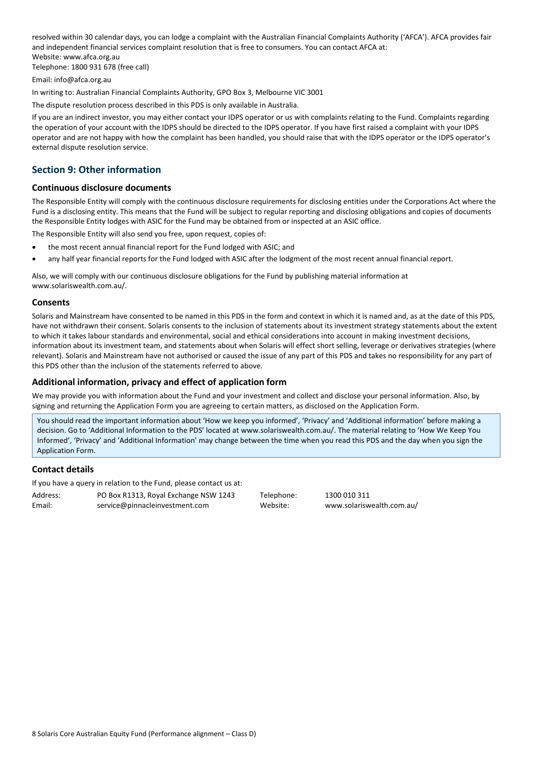resolved within 30 calendar days, you can lodge a complaint with the Australian Financial Complaints Authority ('AFCA'). AFCA provides fair and independent financial services complaint resolution that is free to consumers. You can contact AFCA at:
Website: www.afca.org.au
Telephone: 1800 931 678 (free call)

Email: info@afca.org.au

In writing to: Australian Financial Complaints Authority, GPO Box 3, Melbourne VIC 3001

The dispute resolution process described in this PDS is only available in Australia.

If you are an indirect investor, you may either contact your IDPS operator or us with complaints relating to the Fund. Complaints regarding the operation of your account with the IDPS should be directed to the IDPS operator. If you have first raised a complaint with your IDPS operator and are not happy with how the complaint has been handled, you should raise that with the IDPS operator or the IDPS operator's external dispute resolution service.

## Section 9: Other information

### Continuous disclosure documents

The Responsible Entity will comply with the continuous disclosure requirements for disclosing entities under the Corporations Act where the Fund is a disclosing entity. This means that the Fund will be subject to regular reporting and disclosing obligations and copies of documents the Responsible Entity lodges with ASIC for the Fund may be obtained from or inspected at an ASIC office.

The Responsible Entity will also send you free, upon request, copies of:

- the most recent annual financial report for the Fund lodged with ASIC; and
- any half year financial reports for the Fund lodged with ASIC after the lodgment of the most recent annual financial report.

Also, we will comply with our continuous disclosure obligations for the Fund by publishing material information at www.solariswealth.com.au/.

### Consents

Solaris and Mainstream have consented to be named in this PDS in the form and context in which it is named and, as at the date of this PDS, have not withdrawn their consent. Solaris consents to the inclusion of statements about its investment strategy statements about the extent to which it takes labour standards and environmental, social and ethical considerations into account in making investment decisions, information about its investment team, and statements about when Solaris will effect short selling, leverage or derivatives strategies (where relevant). Solaris and Mainstream have not authorised or caused the issue of any part of this PDS and takes no responsibility for any part of this PDS other than the inclusion of the statements referred to above.

### Additional information, privacy and effect of application form

We may provide you with information about the Fund and your investment and collect and disclose your personal information. Also, by signing and returning the Application Form you are agreeing to certain matters, as disclosed on the Application Form.

You should read the important information about 'How we keep you informed', 'Privacy' and 'Additional information' before making a decision. Go to 'Additional Information to the PDS' located at www.solariswealth.com.au/. The material relating to 'How We Keep You Informed', 'Privacy' and 'Additional Information' may change between the time when you read this PDS and the day when you sign the Application Form.

### Contact details

If you have a query in relation to the Fund, please contact us at:

| | | | |
|---|---|---|---|
| Address: | PO Box R1313, Royal Exchange NSW 1243 | Telephone: | 1300 010 311 |
| Email: | service@pinnacleinvestment.com | Website: | www.solariswealth.com.au/ |